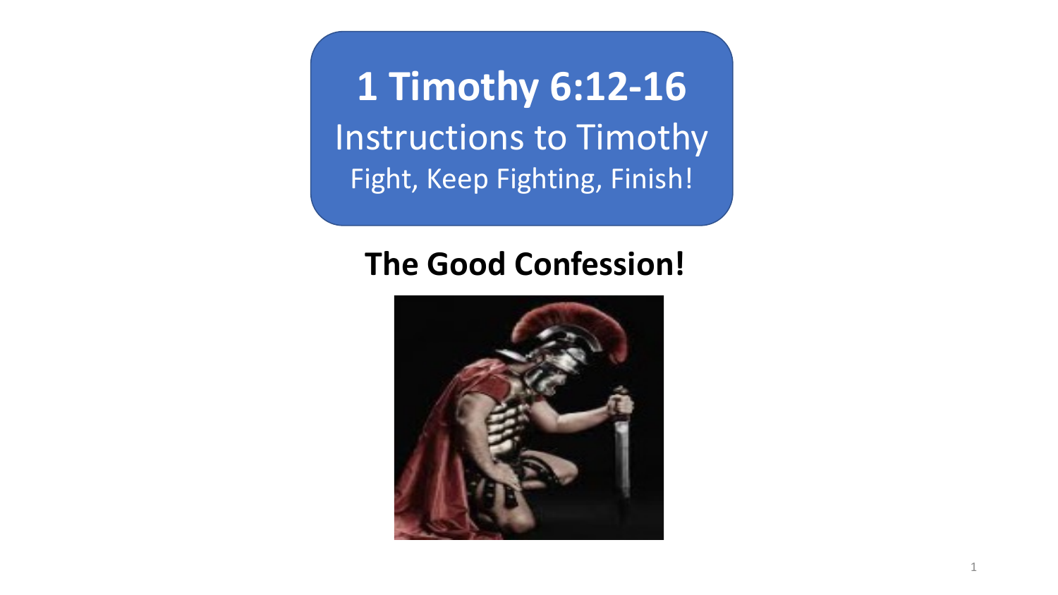# 1 Timothy 6:12-16

## Instructions to Timothy

Fight, Keep Fighting, Finish!

## The Good Confession!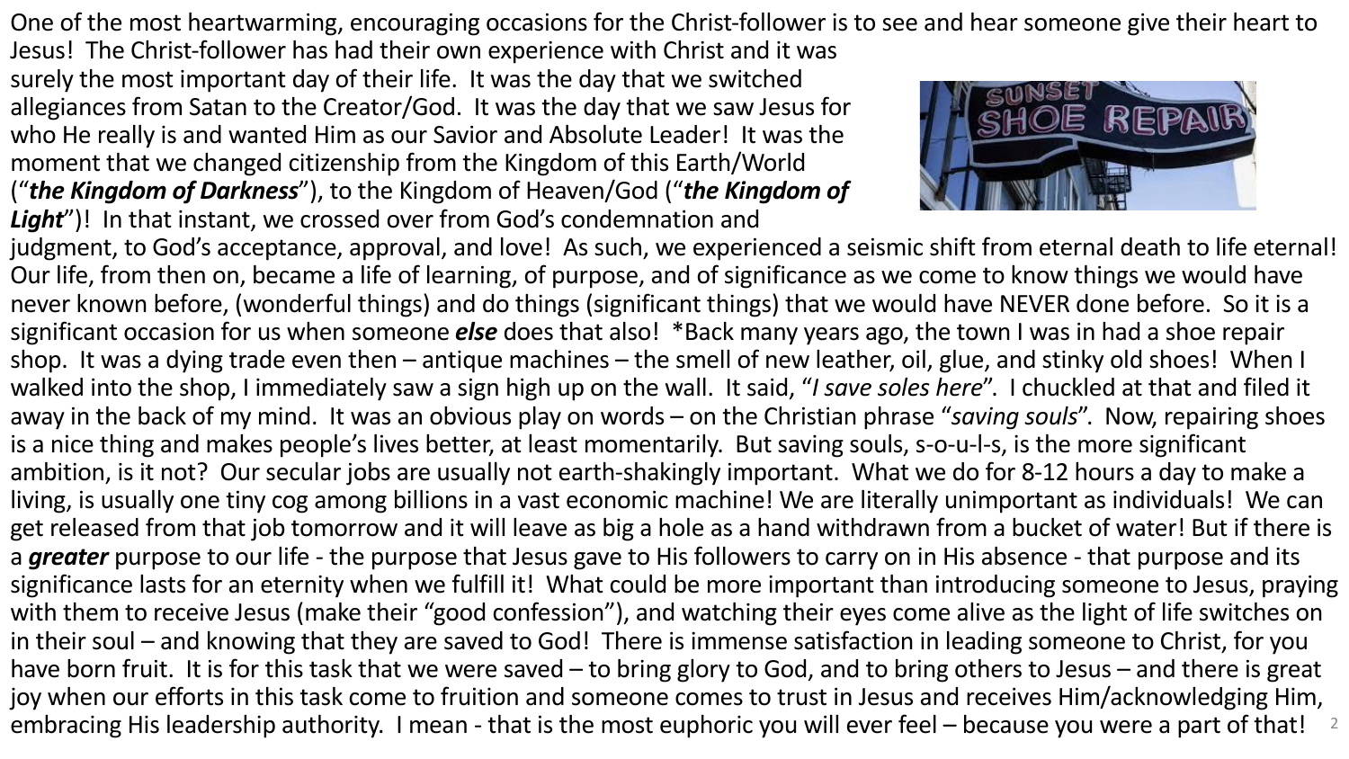One of the most heartwarming, encouraging occasions for the Christ-follower is to see and hear someone give their heart to Jesus! The Christ-follower has had their own experience with Christ and it was surely the most important day of their life. It was the day that we switched allegiances from Satan to the Creator/God. It was the day that we saw Jesus for who He really is and wanted Him as our Savior and Absolute Leader! It was the moment that we changed citizenship from the Kingdom of this Earth/World ("***the Kingdom of Darkness***"), to the Kingdom of Heaven/God ("***the Kingdom of Light***")! In that instant, we crossed over from God's condemnation and judgment, to God's acceptance, approval, and love! As such, we experienced a seismic shift from eternal death to life eternal! Our life, from then on, became a life of learning, of purpose, and of significance as we come to know things we would have never known before, (wonderful things) and do things (significant things) that we would have NEVER done before. So it is a significant occasion for us when someone ***else*** does that also! *Back many years ago, the town I was in had a shoe repair shop. It was a dying trade even then – antique machines – the smell of new leather, oil, glue, and stinky old shoes! When I walked into the shop, I immediately saw a sign high up on the wall. It said, "*I save soles here*". I chuckled at that and filed it away in the back of my mind. It was an obvious play on words – on the Christian phrase "*saving souls*". Now, repairing shoes is a nice thing and makes people's lives better, at least momentarily. But saving souls, s-o-u-l-s, is the more significant ambition, is it not? Our secular jobs are usually not earth-shakingly important. What we do for 8-12 hours a day to make a living, is usually one tiny cog among billions in a vast economic machine! We are literally unimportant as individuals! We can get released from that job tomorrow and it will leave as big a hole as a hand withdrawn from a bucket of water! But if there is a ***greater*** purpose to our life - the purpose that Jesus gave to His followers to carry on in His absence - that purpose and its significance lasts for an eternity when we fulfill it! What could be more important than introducing someone to Jesus, praying with them to receive Jesus (make their "good confession"), and watching their eyes come alive as the light of life switches on in their soul – and knowing that they are saved to God! There is immense satisfaction in leading someone to Christ, for you have born fruit. It is for this task that we were saved – to bring glory to God, and to bring others to Jesus – and there is great joy when our efforts in this task come to fruition and someone comes to trust in Jesus and receives Him/acknowledging Him, embracing His leadership authority. I mean - that is the most euphoric you will ever feel – because you were a part of that!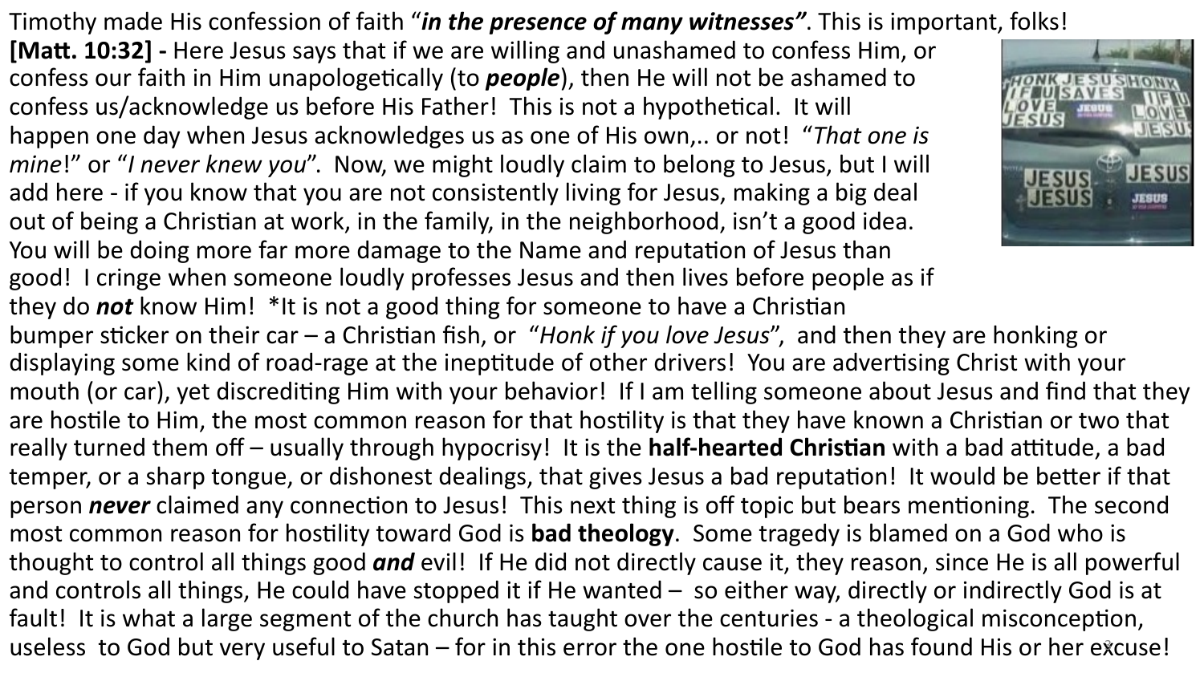Timothy made His confession of faith "***in the presence of many witnesses"***. This is important, folks!

**[Matt. 10:32] -** Here Jesus says that if we are willing and unashamed to confess Him, or confess our faith in Him unapologetically (to ***people***), then He will not be ashamed to confess us/acknowledge us before His Father! This is not a hypothetical. It will happen one day when Jesus acknowledges us as one of His own,.. or not! "*That one is mine*!" or "*I never knew you*". Now, we might loudly claim to belong to Jesus, but I will add here - if you know that you are not consistently living for Jesus, making a big deal out of being a Christian at work, in the family, in the neighborhood, isn't a good idea. You will be doing more far more damage to the Name and reputation of Jesus than good! I cringe when someone loudly professes Jesus and then lives before people as if they do ***not*** know Him! *It is not a good thing for someone to have a Christian bumper sticker on their car – a Christian fish, or "*Honk if you love Jesus*", and then they are honking or displaying some kind of road-rage at the ineptitude of other drivers! You are advertising Christ with your mouth (or car), yet discrediting Him with your behavior! If I am telling someone about Jesus and find that they are hostile to Him, the most common reason for that hostility is that they have known a Christian or two that really turned them off – usually through hypocrisy! It is the **half-hearted Christian** with a bad attitude, a bad temper, or a sharp tongue, or dishonest dealings, that gives Jesus a bad reputation! It would be better if that person ***never*** claimed any connection to Jesus! This next thing is off topic but bears mentioning. The second most common reason for hostility toward God is **bad theology**. Some tragedy is blamed on a God who is thought to control all things good ***and*** evil! If He did not directly cause it, they reason, since He is all powerful and controls all things, He could have stopped it if He wanted – so either way, directly or indirectly God is at fault! It is what a large segment of the church has taught over the centuries - a theological misconception, useless to God but very useful to Satan – for in this error the one hostile to God has found His or her excuse!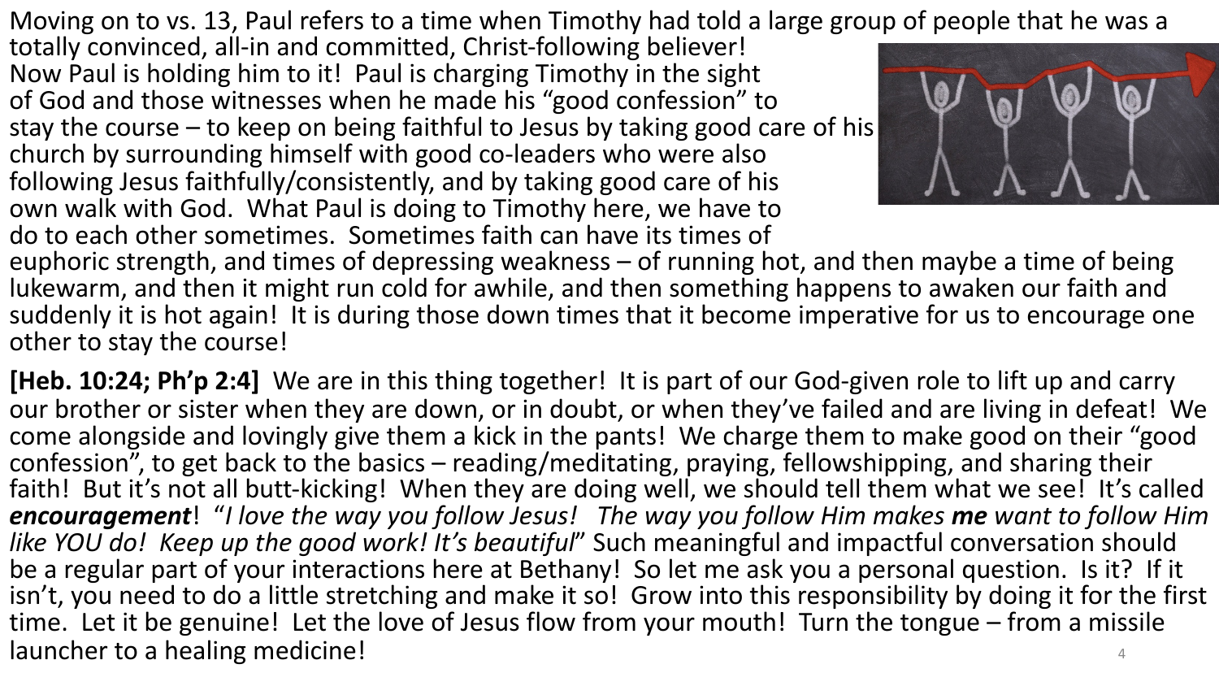Moving on to vs. 13, Paul refers to a time when Timothy had told a large group of people that he was a totally convinced, all-in and committed, Christ-following believer! Now Paul is holding him to it! Paul is charging Timothy in the sight of God and those witnesses when he made his "good confession" to stay the course – to keep on being faithful to Jesus by taking good care of his church by surrounding himself with good co-leaders who were also following Jesus faithfully/consistently, and by taking good care of his own walk with God. What Paul is doing to Timothy here, we have to do to each other sometimes. Sometimes faith can have its times of euphoric strength, and times of depressing weakness – of running hot, and then maybe a time of being lukewarm, and then it might run cold for awhile, and then something happens to awaken our faith and suddenly it is hot again! It is during those down times that it become imperative for us to encourage one other to stay the course!

**[Heb. 10:24; Ph'p 2:4]** We are in this thing together! It is part of our God-given role to lift up and carry our brother or sister when they are down, or in doubt, or when they've failed and are living in defeat! We come alongside and lovingly give them a kick in the pants! We charge them to make good on their "good confession", to get back to the basics – reading/meditating, praying, fellowshipping, and sharing their faith! But it's not all butt-kicking! When they are doing well, we should tell them what we see! It's called ***encouragement***! "*I love the way you follow Jesus! The way you follow Him makes* ***me*** *want to follow Him like YOU do! Keep up the good work! It's beautiful*" Such meaningful and impactful conversation should be a regular part of your interactions here at Bethany! So let me ask you a personal question. Is it? If it isn't, you need to do a little stretching and make it so! Grow into this responsibility by doing it for the first time. Let it be genuine! Let the love of Jesus flow from your mouth! Turn the tongue – from a missile launcher to a healing medicine!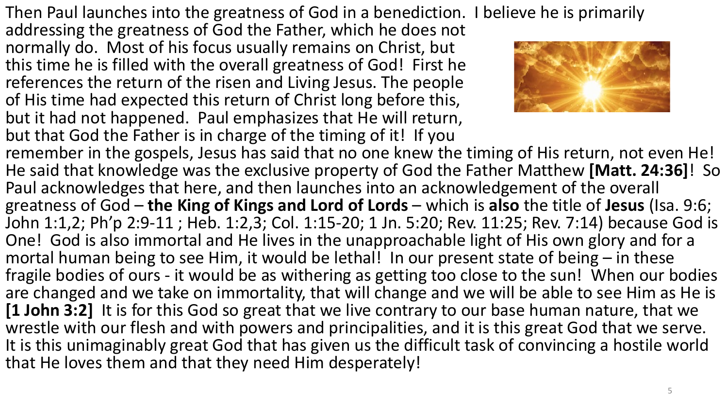Then Paul launches into the greatness of God in a benediction. I believe he is primarily addressing the greatness of God the Father, which he does not normally do. Most of his focus usually remains on Christ, but this time he is filled with the overall greatness of God! First he references the return of the risen and Living Jesus. The people of His time had expected this return of Christ long before this, but it had not happened. Paul emphasizes that He will return, but that God the Father is in charge of the timing of it! If you remember in the gospels, Jesus has said that no one knew the timing of His return, not even He! He said that knowledge was the exclusive property of God the Father Matthew **[Matt. 24:36]**! So Paul acknowledges that here, and then launches into an acknowledgement of the overall greatness of God – **the King of Kings and Lord of Lords** – which is **also** the title of **Jesus** (Isa. 9:6; John 1:1,2; Ph'p 2:9-11 ; Heb. 1:2,3; Col. 1:15-20; 1 Jn. 5:20; Rev. 11:25; Rev. 7:14) because God is One! God is also immortal and He lives in the unapproachable light of His own glory and for a mortal human being to see Him, it would be lethal! In our present state of being – in these fragile bodies of ours - it would be as withering as getting too close to the sun! When our bodies are changed and we take on immortality, that will change and we will be able to see Him as He is **[1 John 3:2]** It is for this God so great that we live contrary to our base human nature, that we wrestle with our flesh and with powers and principalities, and it is this great God that we serve. It is this unimaginably great God that has given us the difficult task of convincing a hostile world that He loves them and that they need Him desperately!